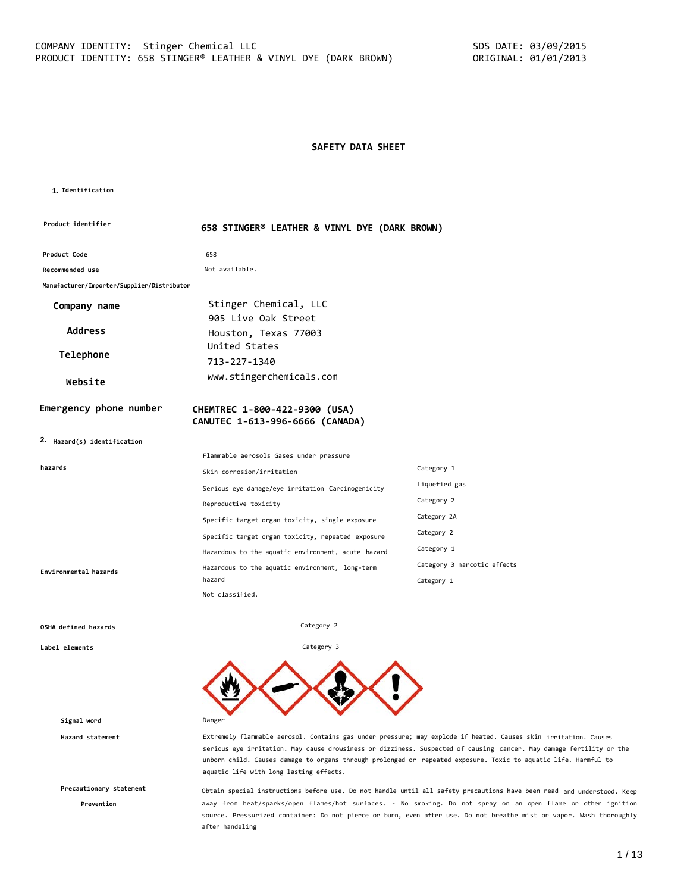COMPANY IDENTITY: Stinger Chemical LLC
PRODUCT IDENTITY: 658 STINGER® LEATHER & VINYL DYE (DARK BROWN)

SDS DATE: 03/09/2015
ORIGINAL: 01/01/2013

# SAFETY DATA SHEET

## 1. Identification

| | |
|---|---|
| **Product identifier** | **658 STINGER® LEATHER & VINYL DYE (DARK BROWN)** |
| **Product Code** | 658 |
| **Recommended use** | Not available. |
| **Manufacturer/Importer/Supplier/Distributor** | |
| **Company name** | Stinger Chemical, LLC |
| **Address** | 905 Live Oak Street<br>Houston, Texas 77003<br>United States |
| **Telephone** | 713-227-1340 |
| **Website** | www.stingerchemicals.com |
| **Emergency phone number** | **CHEMTREC 1-800-422-9300 (USA)**<br>**CANUTEC 1-613-996-6666 (CANADA)** |

## 2. Hazard(s) identification

**hazards**

| | |
|---|---|
| Flammable aerosols Gases under pressure | |
| Skin corrosion/irritation | Category 1 |
| Serious eye damage/eye irritation Carcinogenicity | Liquefied gas |
| Reproductive toxicity | Category 2 |
| Specific target organ toxicity, single exposure | Category 2A |
| Specific target organ toxicity, repeated exposure | Category 2 |
| Hazardous to the aquatic environment, acute hazard | Category 1 |
| Hazardous to the aquatic environment, long-term hazard | Category 3 narcotic effects |
| | Category 1 |

**Environmental hazards** Not classified.

**OSHA defined hazards** Category 2

**Label elements** Category 3

**Signal word** Danger

**Hazard statement** Extremely flammable aerosol. Contains gas under pressure; may explode if heated. Causes skin irritation. Causes serious eye irritation. May cause drowsiness or dizziness. Suspected of causing cancer. May damage fertility or the unborn child. Causes damage to organs through prolonged or repeated exposure. Toxic to aquatic life. Harmful to aquatic life with long lasting effects.

**Precautionary statement**

**Prevention** Obtain special instructions before use. Do not handle until all safety precautions have been read and understood. Keep away from heat/sparks/open flames/hot surfaces. - No smoking. Do not spray on an open flame or other ignition source. Pressurized container: Do not pierce or burn, even after use. Do not breathe mist or vapor. Wash thoroughly after handeling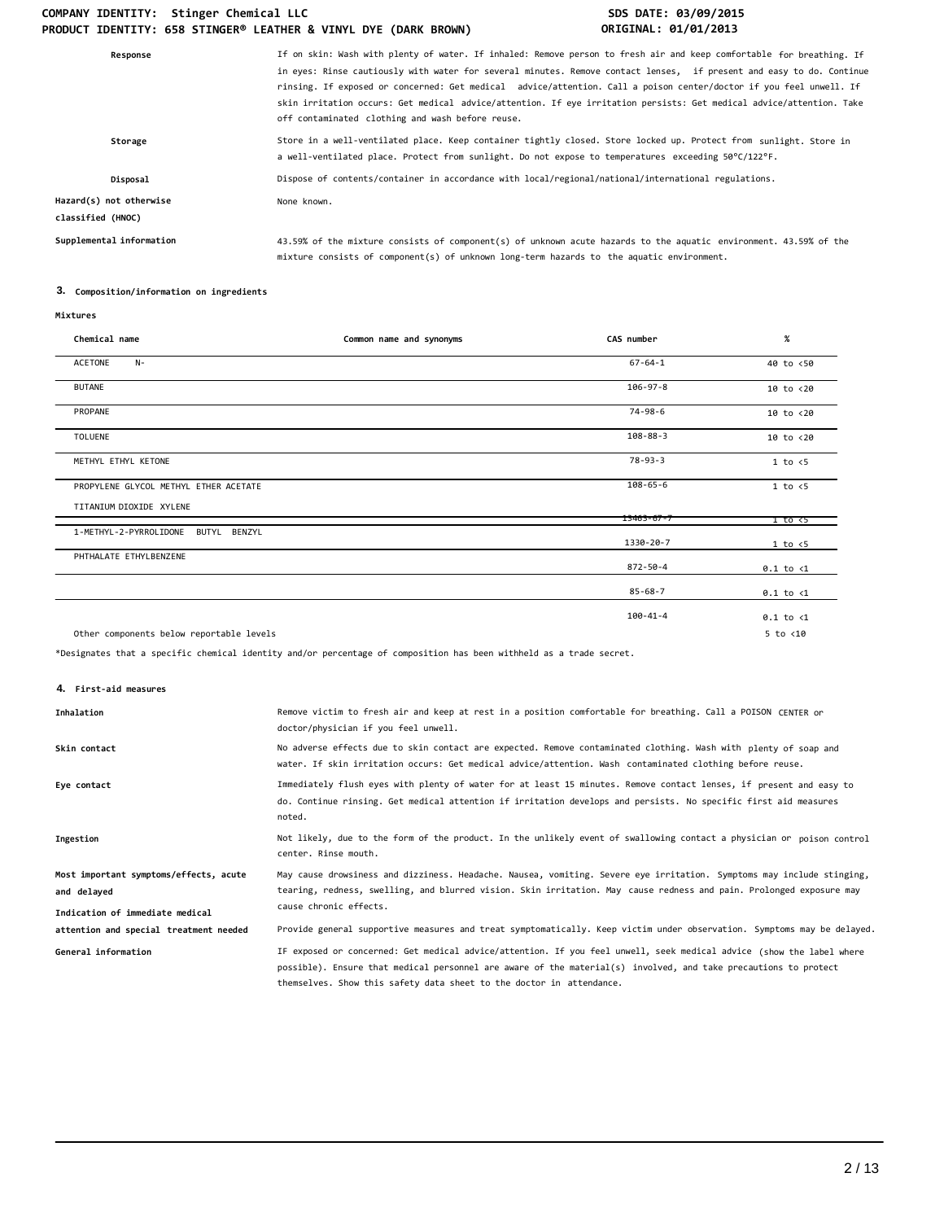| | |
|---|---|
| **Response** | If on skin: Wash with plenty of water. If inhaled: Remove person to fresh air and keep comfortable for breathing. If in eyes: Rinse cautiously with water for several minutes. Remove contact lenses, if present and easy to do. Continue rinsing. If exposed or concerned: Get medical advice/attention. Call a poison center/doctor if you feel unwell. If skin irritation occurs: Get medical advice/attention. If eye irritation persists: Get medical advice/attention. Take off contaminated clothing and wash before reuse. |
| **Storage** | Store in a well-ventilated place. Keep container tightly closed. Store locked up. Protect from sunlight. Store in a well-ventilated place. Protect from sunlight. Do not expose to temperatures exceeding 50°C/122°F. |
| **Disposal** | Dispose of contents/container in accordance with local/regional/national/international regulations. |
| **Hazard(s) not otherwise classified (HNOC)** | None known. |
| **Supplemental information** | 43.59% of the mixture consists of component(s) of unknown acute hazards to the aquatic environment. 43.59% of the mixture consists of component(s) of unknown long-term hazards to the aquatic environment. |

## 3. Composition/information on ingredients

**Mixtures**

| Chemical name | Common name and synonyms | CAS number | % |
|---|---|---|---|
| ACETONE N- | | 67-64-1 | 40 to <50 |
| BUTANE | | 106-97-8 | 10 to <20 |
| PROPANE | | 74-98-6 | 10 to <20 |
| TOLUENE | | 108-88-3 | 10 to <20 |
| METHYL ETHYL KETONE | | 78-93-3 | 1 to <5 |
| PROPYLENE GLYCOL METHYL ETHER ACETATE | | 108-65-6 | 1 to <5 |
| TITANIUM DIOXIDE XYLENE | | 13463-67-7 | 1 to <5 |
| 1-METHYL-2-PYRROLIDONE BUTYL BENZYL | | 1330-20-7 | 1 to <5 |
| PHTHALATE ETHYLBENZENE | | 872-50-4 | 0.1 to <1 |
| | | 85-68-7 | 0.1 to <1 |
| | | 100-41-4 | 0.1 to <1 |
| Other components below reportable levels | | | 5 to <10 |

*Designates that a specific chemical identity and/or percentage of composition has been withheld as a trade secret.

## 4. First-aid measures

| | |
|---|---|
| **Inhalation** | Remove victim to fresh air and keep at rest in a position comfortable for breathing. Call a POISON CENTER or doctor/physician if you feel unwell. |
| **Skin contact** | No adverse effects due to skin contact are expected. Remove contaminated clothing. Wash with plenty of soap and water. If skin irritation occurs: Get medical advice/attention. Wash contaminated clothing before reuse. |
| **Eye contact** | Immediately flush eyes with plenty of water for at least 15 minutes. Remove contact lenses, if present and easy to do. Continue rinsing. Get medical attention if irritation develops and persists. No specific first aid measures noted. |
| **Ingestion** | Not likely, due to the form of the product. In the unlikely event of swallowing contact a physician or poison control center. Rinse mouth. |
| **Most important symptoms/effects, acute and delayed** | May cause drowsiness and dizziness. Headache. Nausea, vomiting. Severe eye irritation. Symptoms may include stinging, tearing, redness, swelling, and blurred vision. Skin irritation. May cause redness and pain. Prolonged exposure may cause chronic effects. |
| **Indication of immediate medical attention and special treatment needed** | Provide general supportive measures and treat symptomatically. Keep victim under observation. Symptoms may be delayed. |
| **General information** | IF exposed or concerned: Get medical advice/attention. If you feel unwell, seek medical advice (show the label where possible). Ensure that medical personnel are aware of the material(s) involved, and take precautions to protect themselves. Show this safety data sheet to the doctor in attendance. |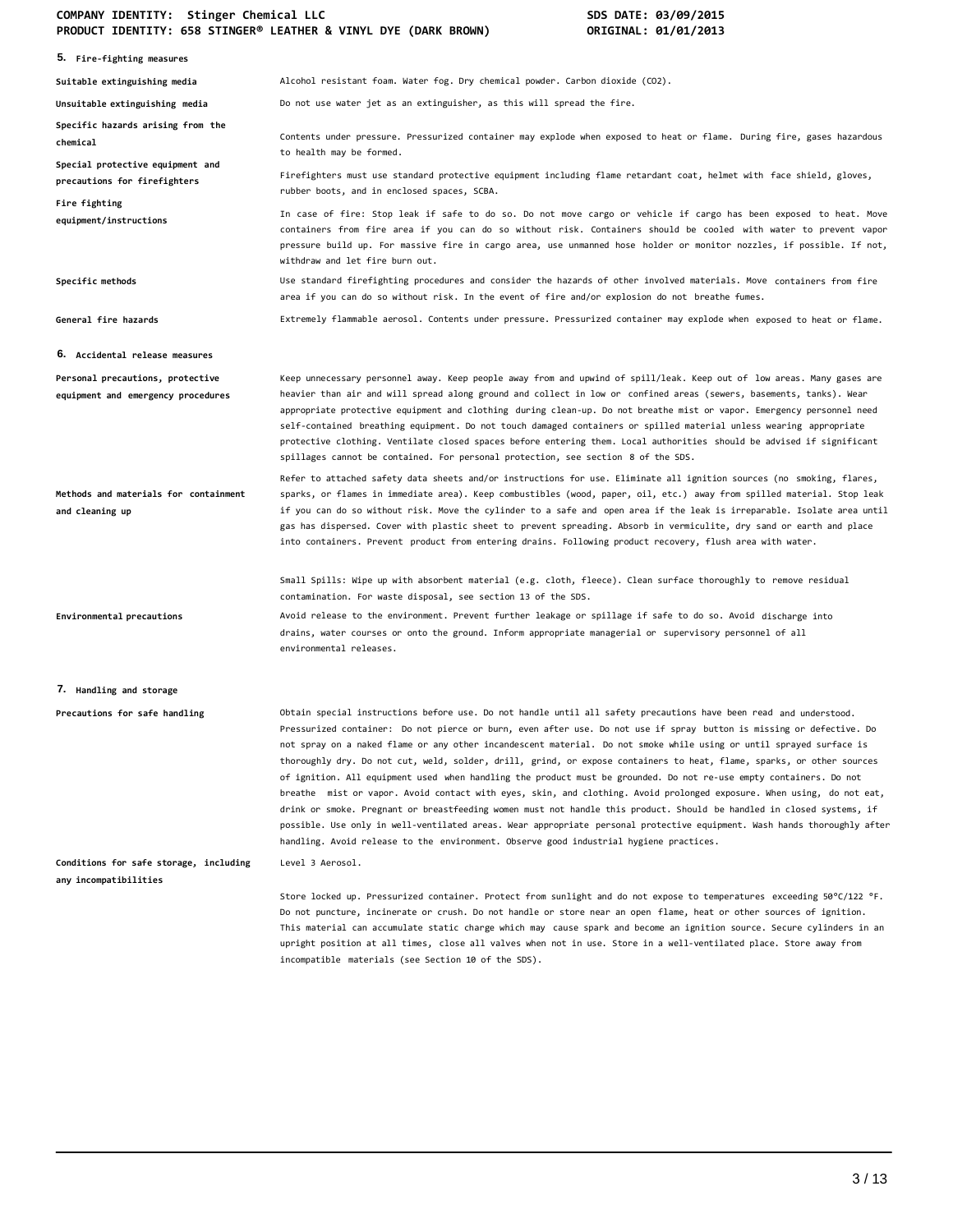## 5. Fire-fighting measures

| | |
|---|---|
| **Suitable extinguishing media** | Alcohol resistant foam. Water fog. Dry chemical powder. Carbon dioxide ($CO_2$). |
| **Unsuitable extinguishing media** | Do not use water jet as an extinguisher, as this will spread the fire. |
| **Specific hazards arising from the chemical** | Contents under pressure. Pressurized container may explode when exposed to heat or flame. During fire, gases hazardous to health may be formed. |
| **Special protective equipment and precautions for firefighters** | Firefighters must use standard protective equipment including flame retardant coat, helmet with face shield, gloves, rubber boots, and in enclosed spaces, SCBA. |
| **Fire fighting equipment/instructions** | In case of fire: Stop leak if safe to do so. Do not move cargo or vehicle if cargo has been exposed to heat. Move containers from fire area if you can do so without risk. Containers should be cooled with water to prevent vapor pressure build up. For massive fire in cargo area, use unmanned hose holder or monitor nozzles, if possible. If not, withdraw and let fire burn out. |
| **Specific methods** | Use standard firefighting procedures and consider the hazards of other involved materials. Move containers from fire area if you can do so without risk. In the event of fire and/or explosion do not breathe fumes. |
| **General fire hazards** | Extremely flammable aerosol. Contents under pressure. Pressurized container may explode when exposed to heat or flame. |

## 6. Accidental release measures

| | |
|---|---|
| **Personal precautions, protective equipment and emergency procedures** | Keep unnecessary personnel away. Keep people away from and upwind of spill/leak. Keep out of low areas. Many gases are heavier than air and will spread along ground and collect in low or confined areas (sewers, basements, tanks). Wear appropriate protective equipment and clothing during clean-up. Do not breathe mist or vapor. Emergency personnel need self-contained breathing equipment. Do not touch damaged containers or spilled material unless wearing appropriate protective clothing. Ventilate closed spaces before entering them. Local authorities should be advised if significant spillages cannot be contained. For personal protection, see section 8 of the SDS. |
| **Methods and materials for containment and cleaning up** | Refer to attached safety data sheets and/or instructions for use. Eliminate all ignition sources (no smoking, flares, sparks, or flames in immediate area). Keep combustibles (wood, paper, oil, etc.) away from spilled material. Stop leak if you can do so without risk. Move the cylinder to a safe and open area if the leak is irreparable. Isolate area until gas has dispersed. Cover with plastic sheet to prevent spreading. Absorb in vermiculite, dry sand or earth and place into containers. Prevent product from entering drains. Following product recovery, flush area with water.<br><br>Small Spills: Wipe up with absorbent material (e.g. cloth, fleece). Clean surface thoroughly to remove residual contamination. For waste disposal, see section 13 of the SDS. |
| **Environmental precautions** | Avoid release to the environment. Prevent further leakage or spillage if safe to do so. Avoid discharge into drains, water courses or onto the ground. Inform appropriate managerial or supervisory personnel of all environmental releases. |

## 7. Handling and storage

| | |
|---|---|
| **Precautions for safe handling** | Obtain special instructions before use. Do not handle until all safety precautions have been read and understood. Pressurized container: Do not pierce or burn, even after use. Do not use if spray button is missing or defective. Do not spray on a naked flame or any other incandescent material. Do not smoke while using or until sprayed surface is thoroughly dry. Do not cut, weld, solder, drill, grind, or expose containers to heat, flame, sparks, or other sources of ignition. All equipment used when handling the product must be grounded. Do not re-use empty containers. Do not breathe mist or vapor. Avoid contact with eyes, skin, and clothing. Avoid prolonged exposure. When using, do not eat, drink or smoke. Pregnant or breastfeeding women must not handle this product. Should be handled in closed systems, if possible. Use only in well-ventilated areas. Wear appropriate personal protective equipment. Wash hands thoroughly after handling. Avoid release to the environment. Observe good industrial hygiene practices. |
| **Conditions for safe storage, including any incompatibilities** | Level 3 Aerosol.<br><br>Store locked up. Pressurized container. Protect from sunlight and do not expose to temperatures exceeding 50°C/122 °F. Do not puncture, incinerate or crush. Do not handle or store near an open flame, heat or other sources of ignition. This material can accumulate static charge which may cause spark and become an ignition source. Secure cylinders in an upright position at all times, close all valves when not in use. Store in a well-ventilated place. Store away from incompatible materials (see Section 10 of the SDS). |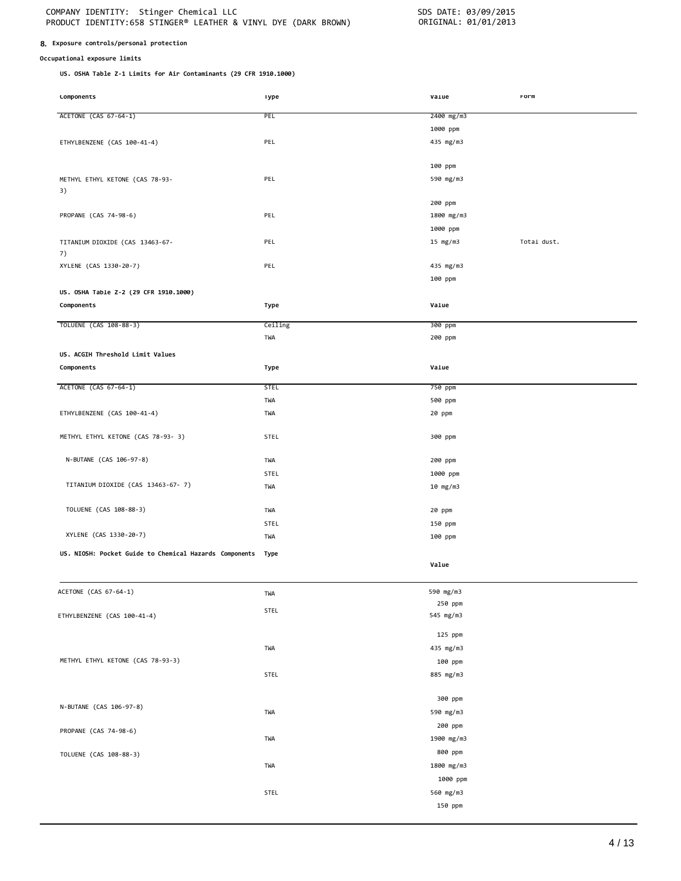## 8. Exposure controls/personal protection

### Occupational exposure limits

**US. OSHA Table Z-1 Limits for Air Contaminants (29 CFR 1910.1000)**

| Components | Type | Value | Form |
|---|---|---|---|
| ACETONE (CAS 67-64-1) | PEL | 2400 mg/m3 | |
| | | 1000 ppm | |
| ETHYLBENZENE (CAS 100-41-4) | PEL | 435 mg/m3 | |
| | | 100 ppm | |
| METHYL ETHYL KETONE (CAS 78-93-3) | PEL | 590 mg/m3 | |
| | | 200 ppm | |
| PROPANE (CAS 74-98-6) | PEL | 1800 mg/m3 | |
| | | 1000 ppm | |
| TITANIUM DIOXIDE (CAS 13463-67-7) | PEL | 15 mg/m3 | Total dust. |
| XYLENE (CAS 1330-20-7) | PEL | 435 mg/m3 | |
| | | 100 ppm | |

**US. OSHA Table Z-2 (29 CFR 1910.1000)**

| Components | Type | Value |
|---|---|---|
| TOLUENE (CAS 108-88-3) | Ceiling | 300 ppm |
| | TWA | 200 ppm |

**US. ACGIH Threshold Limit Values**

| Components | Type | Value |
|---|---|---|
| ACETONE (CAS 67-64-1) | STEL | 750 ppm |
| | TWA | 500 ppm |
| ETHYLBENZENE (CAS 100-41-4) | TWA | 20 ppm |
| METHYL ETHYL KETONE (CAS 78-93- 3) | STEL | 300 ppm |
| N-BUTANE (CAS 106-97-8) | TWA | 200 ppm |
| | STEL | 1000 ppm |
| TITANIUM DIOXIDE (CAS 13463-67- 7) | TWA | 10 mg/m3 |
| TOLUENE (CAS 108-88-3) | TWA | 20 ppm |
| | STEL | 150 ppm |
| XYLENE (CAS 1330-20-7) | TWA | 100 ppm |

**US. NIOSH: Pocket Guide to Chemical Hazards**

| Components | Type | Value |
|---|---|---|
| ACETONE (CAS 67-64-1) | TWA | 590 mg/m3 |
| | | 250 ppm |
| ETHYLBENZENE (CAS 100-41-4) | STEL | 545 mg/m3 |
| | | 125 ppm |
| | TWA | 435 mg/m3 |
| | | 100 ppm |
| METHYL ETHYL KETONE (CAS 78-93-3) | STEL | 885 mg/m3 |
| | | 300 ppm |
| | TWA | 590 mg/m3 |
| | | 200 ppm |
| N-BUTANE (CAS 106-97-8) | TWA | 1900 mg/m3 |
| | | 800 ppm |
| PROPANE (CAS 74-98-6) | TWA | 1800 mg/m3 |
| | | 1000 ppm |
| TOLUENE (CAS 108-88-3) | STEL | 560 mg/m3 |
| | | 150 ppm |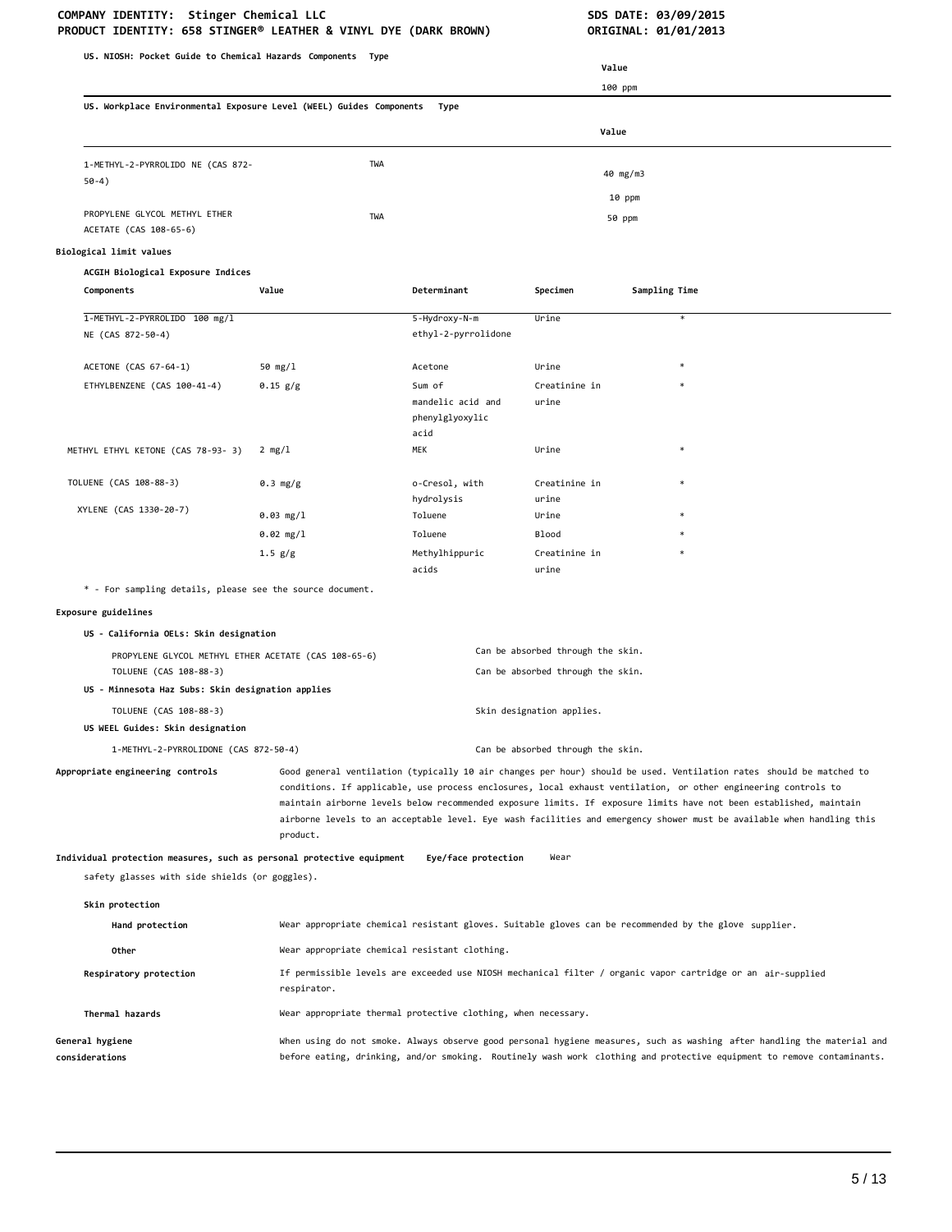**US. NIOSH: Pocket Guide to Chemical Hazards Components Type**

| | | Value |
|---|---|---|
| | | 100 ppm |

**US. Workplace Environmental Exposure Level (WEEL) Guides Components Type**

| | | Value |
|---|---|---|
| 1-METHYL-2-PYRROLIDO NE (CAS 872-50-4) | TWA | 40 mg/m3 |
| | | 10 ppm |
| PROPYLENE GLYCOL METHYL ETHER ACETATE (CAS 108-65-6) | TWA | 50 ppm |

**Biological limit values**

**ACGIH Biological Exposure Indices**

| Components | Value | Determinant | Specimen | Sampling Time |
|---|---|---|---|---|
| 1-METHYL-2-PYRROLIDO NE (CAS 872-50-4) | 100 mg/l | 5-Hydroxy-N-m ethyl-2-pyrrolidone | Urine | * |
| ACETONE (CAS 67-64-1) | 50 mg/l | Acetone | Urine | * |
| ETHYLBENZENE (CAS 100-41-4) | 0.15 g/g | Sum of mandelic acid and phenylglyoxylic acid | Creatinine in urine | * |
| METHYL ETHYL KETONE (CAS 78-93- 3) | 2 mg/l | MEK | Urine | * |
| TOLUENE (CAS 108-88-3) | 0.3 mg/g | o-Cresol, with hydrolysis | Creatinine in urine | * |
| | 0.03 mg/l | Toluene | Urine | * |
| | 0.02 mg/l | Toluene | Blood | * |
| XYLENE (CAS 1330-20-7) | 1.5 g/g | Methylhippuric acids | Creatinine in urine | * |

* - For sampling details, please see the source document.

**Exposure guidelines**

**US - California OELs: Skin designation**

| | |
|---|---|
| PROPYLENE GLYCOL METHYL ETHER ACETATE (CAS 108-65-6) | Can be absorbed through the skin. |
| TOLUENE (CAS 108-88-3) | Can be absorbed through the skin. |

**US - Minnesota Haz Subs: Skin designation applies**

| | |
|---|---|
| TOLUENE (CAS 108-88-3) | Skin designation applies. |

**US WEEL Guides: Skin designation**

| | |
|---|---|
| 1-METHYL-2-PYRROLIDONE (CAS 872-50-4) | Can be absorbed through the skin. |

**Appropriate engineering controls** Good general ventilation (typically 10 air changes per hour) should be used. Ventilation rates should be matched to conditions. If applicable, use process enclosures, local exhaust ventilation, or other engineering controls to maintain airborne levels below recommended exposure limits. If exposure limits have not been established, maintain airborne levels to an acceptable level. Eye wash facilities and emergency shower must be available when handling this product.

**Individual protection measures, such as personal protective equipment**

**Eye/face protection** Wear safety glasses with side shields (or goggles).

**Skin protection**

**Hand protection** Wear appropriate chemical resistant gloves. Suitable gloves can be recommended by the glove supplier.

**Other** Wear appropriate chemical resistant clothing.

**Respiratory protection** If permissible levels are exceeded use NIOSH mechanical filter / organic vapor cartridge or an air-supplied respirator.

**Thermal hazards** Wear appropriate thermal protective clothing, when necessary.

**General hygiene considerations** When using do not smoke. Always observe good personal hygiene measures, such as washing after handling the material and before eating, drinking, and/or smoking. Routinely wash work clothing and protective equipment to remove contaminants.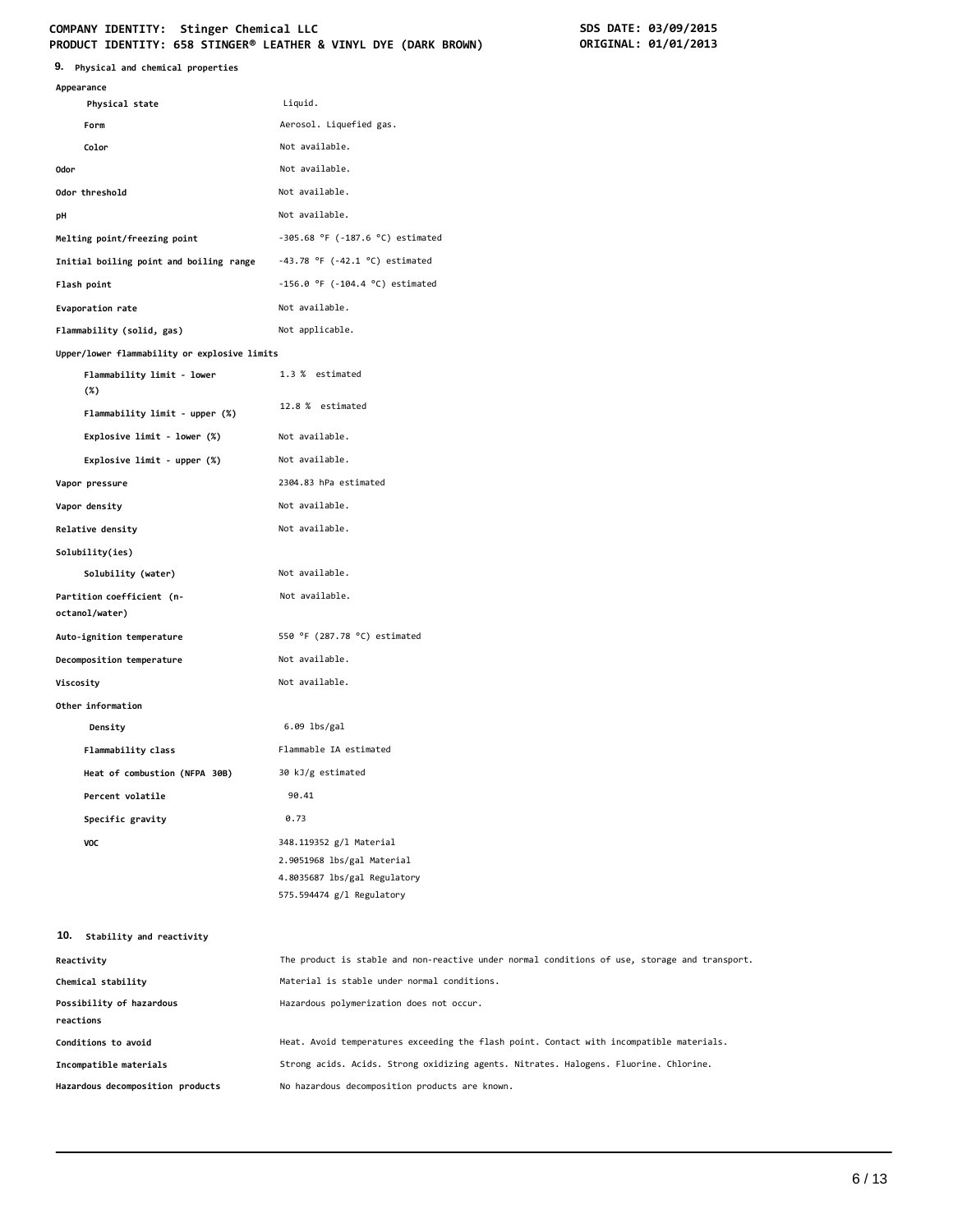## 9. Physical and chemical properties

| Property | Value |
| --- | --- |
| **Appearance** | |
| Physical state | Liquid. |
| Form | Aerosol. Liquefied gas. |
| Color | Not available. |
| **Odor** | Not available. |
| **Odor threshold** | Not available. |
| **pH** | Not available. |
| **Melting point/freezing point** | -305.68 °F (-187.6 °C) estimated |
| **Initial boiling point and boiling range** | -43.78 °F (-42.1 °C) estimated |
| **Flash point** | -156.0 °F (-104.4 °C) estimated |
| **Evaporation rate** | Not available. |
| **Flammability (solid, gas)** | Not applicable. |
| **Upper/lower flammability or explosive limits** | |
| Flammability limit - lower (%) | 1.3 % estimated |
| Flammability limit - upper (%) | 12.8 % estimated |
| Explosive limit - lower (%) | Not available. |
| Explosive limit - upper (%) | Not available. |
| **Vapor pressure** | 2304.83 hPa estimated |
| **Vapor density** | Not available. |
| **Relative density** | Not available. |
| **Solubility(ies)** | |
| Solubility (water) | Not available. |
| **Partition coefficient (n-octanol/water)** | Not available. |
| **Auto-ignition temperature** | 550 °F (287.78 °C) estimated |
| **Decomposition temperature** | Not available. |
| **Viscosity** | Not available. |
| **Other information** | |
| Density | 6.09 lbs/gal |
| Flammability class | Flammable IA estimated |
| Heat of combustion (NFPA 30B) | 30 kJ/g estimated |
| Percent volatile | 90.41 |
| Specific gravity | 0.73 |
| VOC | 348.119352 g/l Material<br>2.9051968 lbs/gal Material<br>4.8035687 lbs/gal Regulatory<br>575.594474 g/l Regulatory |

## 10. Stability and reactivity

| Property | Value |
| --- | --- |
| **Reactivity** | The product is stable and non-reactive under normal conditions of use, storage and transport. |
| **Chemical stability** | Material is stable under normal conditions. |
| **Possibility of hazardous reactions** | Hazardous polymerization does not occur. |
| **Conditions to avoid** | Heat. Avoid temperatures exceeding the flash point. Contact with incompatible materials. |
| **Incompatible materials** | Strong acids. Acids. Strong oxidizing agents. Nitrates. Halogens. Fluorine. Chlorine. |
| **Hazardous decomposition products** | No hazardous decomposition products are known. |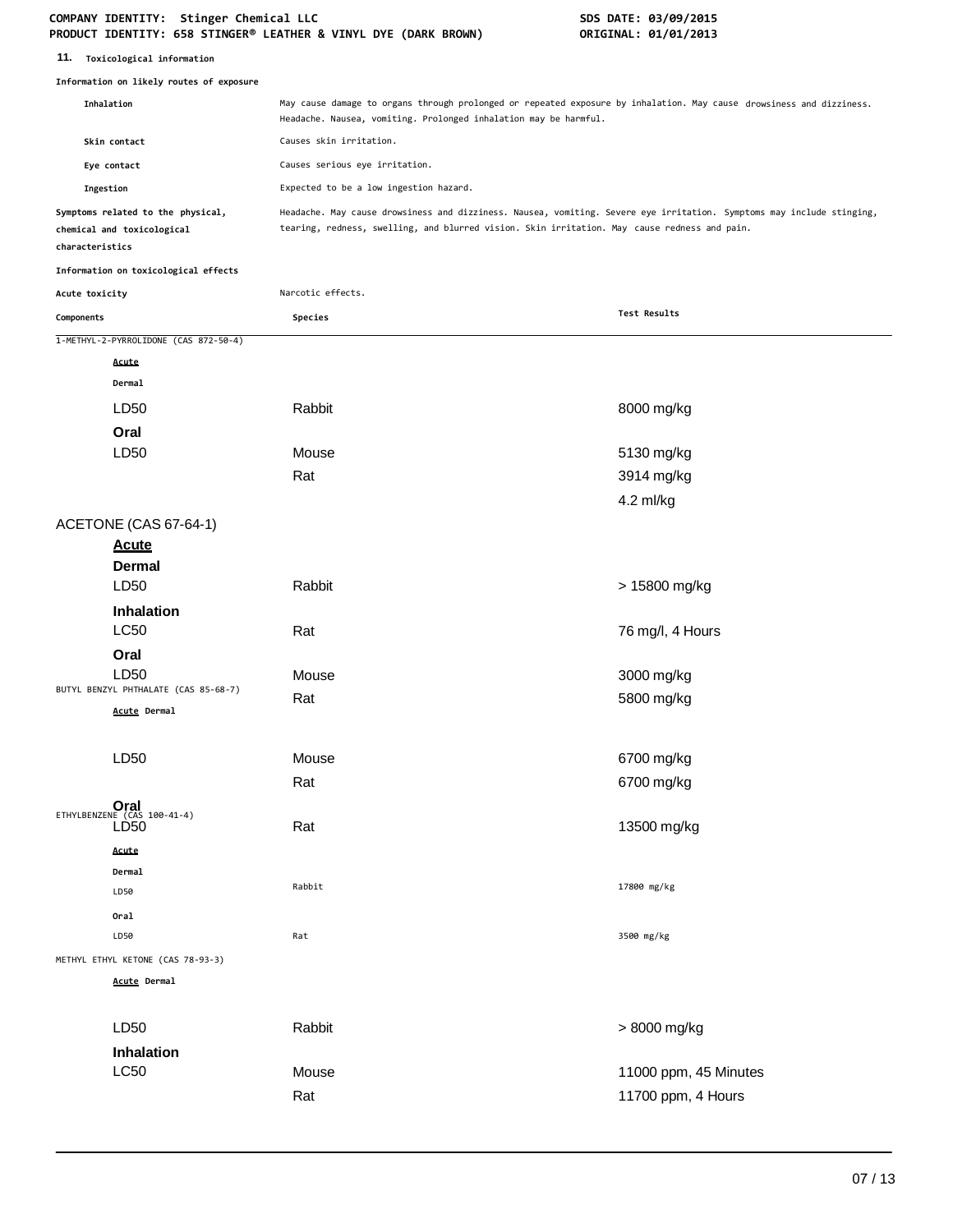## 11. Toxicological information

**Information on likely routes of exposure**

| | |
|---|---|
| **Inhalation** | May cause damage to organs through prolonged or repeated exposure by inhalation. May cause drowsiness and dizziness. Headache. Nausea, vomiting. Prolonged inhalation may be harmful. |
| **Skin contact** | Causes skin irritation. |
| **Eye contact** | Causes serious eye irritation. |
| **Ingestion** | Expected to be a low ingestion hazard. |
| **Symptoms related to the physical, chemical and toxicological characteristics** | Headache. May cause drowsiness and dizziness. Nausea, vomiting. Severe eye irritation. Symptoms may include stinging, tearing, redness, swelling, and blurred vision. Skin irritation. May cause redness and pain. |

**Information on toxicological effects**

**Acute toxicity** Narcotic effects.

| Components | Species | Test Results |
|---|---|---|
| 1-METHYL-2-PYRROLIDONE (CAS 872-50-4) | | |
| **Acute** | | |
| **Dermal** | | |
| LD50 | Rabbit | 8000 mg/kg |
| **Oral** | | |
| LD50 | Mouse | 5130 mg/kg |
| | Rat | 3914 mg/kg |
| | | 4.2 ml/kg |
| ACETONE (CAS 67-64-1) | | |
| **Acute** | | |
| **Dermal** | | |
| LD50 | Rabbit | > 15800 mg/kg |
| **Inhalation** | | |
| LC50 | Rat | 76 mg/l, 4 Hours |
| **Oral** | | |
| LD50 | Mouse | 3000 mg/kg |
| | Rat | 5800 mg/kg |
| BUTYL BENZYL PHTHALATE (CAS 85-68-7) | | |
| **Acute** **Dermal** | | |
| LD50 | Mouse | 6700 mg/kg |
| | Rat | 6700 mg/kg |
| **Oral** | | |
| LD50 | Rat | 13500 mg/kg |
| ETHYLBENZENE (CAS 100-41-4) | | |
| **Acute** | | |
| **Dermal** | | |
| LD50 | Rabbit | 17800 mg/kg |
| **Oral** | | |
| LD50 | Rat | 3500 mg/kg |
| METHYL ETHYL KETONE (CAS 78-93-3) | | |
| **Acute** **Dermal** | | |
| LD50 | Rabbit | > 8000 mg/kg |
| **Inhalation** | | |
| LC50 | Mouse | 11000 ppm, 45 Minutes |
| | Rat | 11700 ppm, 4 Hours |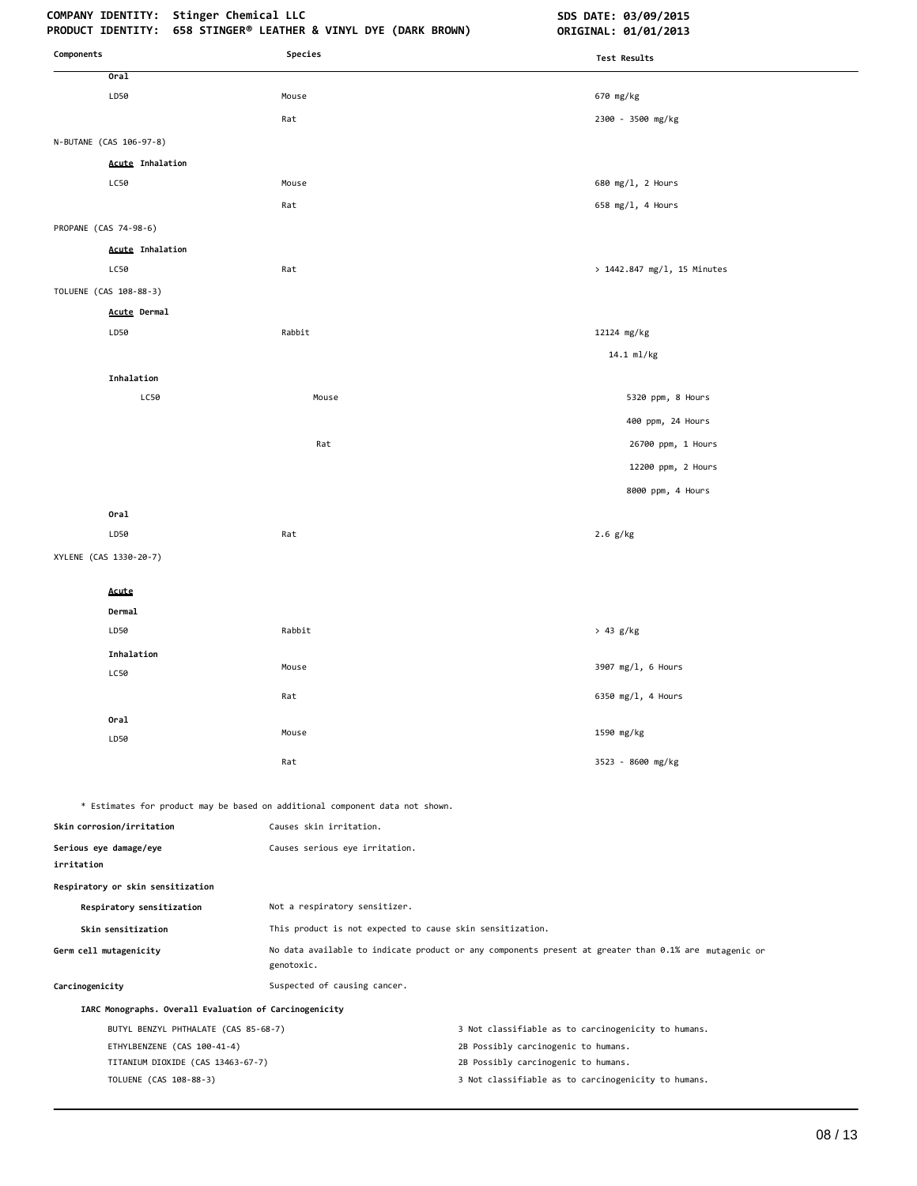| Components | Species | Test Results |
|---|---|---|
| **Oral** | | |
| LD50 | Mouse | 670 mg/kg |
| | Rat | 2300 - 3500 mg/kg |
| N-BUTANE (CAS 106-97-8) | | |
| **Acute Inhalation** | | |
| LC50 | Mouse | 680 mg/l, 2 Hours |
| | Rat | 658 mg/l, 4 Hours |
| PROPANE (CAS 74-98-6) | | |
| **Acute Inhalation** | | |
| LC50 | Rat | > 1442.847 mg/l, 15 Minutes |
| TOLUENE (CAS 108-88-3) | | |
| **Acute Dermal** | | |
| LD50 | Rabbit | 12124 mg/kg |
| | | 14.1 ml/kg |
| **Inhalation** | | |
| LC50 | Mouse | 5320 ppm, 8 Hours |
| | | 400 ppm, 24 Hours |
| | Rat | 26700 ppm, 1 Hours |
| | | 12200 ppm, 2 Hours |
| | | 8000 ppm, 4 Hours |
| **Oral** | | |
| LD50 | Rat | 2.6 g/kg |
| XYLENE (CAS 1330-20-7) | | |
| **Acute** | | |
| **Dermal** | | |
| LD50 | Rabbit | > 43 g/kg |
| **Inhalation** | | |
| LC50 | Mouse | 3907 mg/l, 6 Hours |
| | Rat | 6350 mg/l, 4 Hours |
| **Oral** | | |
| LD50 | Mouse | 1590 mg/kg |
| | Rat | 3523 - 8600 mg/kg |

* Estimates for product may be based on additional component data not shown.

**Skin corrosion/irritation** Causes skin irritation.

**Serious eye damage/eye irritation** Causes serious eye irritation.

**Respiratory or skin sensitization**

**Respiratory sensitization** Not a respiratory sensitizer.

**Skin sensitization** This product is not expected to cause skin sensitization.

**Germ cell mutagenicity** No data available to indicate product or any components present at greater than 0.1% are mutagenic or genotoxic.

**Carcinogenicity** Suspected of causing cancer.

**IARC Monographs. Overall Evaluation of Carcinogenicity**

| | |
|---|---|
| BUTYL BENZYL PHTHALATE (CAS 85-68-7) | 3 Not classifiable as to carcinogenicity to humans. |
| ETHYLBENZENE (CAS 100-41-4) | 2B Possibly carcinogenic to humans. |
| TITANIUM DIOXIDE (CAS 13463-67-7) | 2B Possibly carcinogenic to humans. |
| TOLUENE (CAS 108-88-3) | 3 Not classifiable as to carcinogenicity to humans. |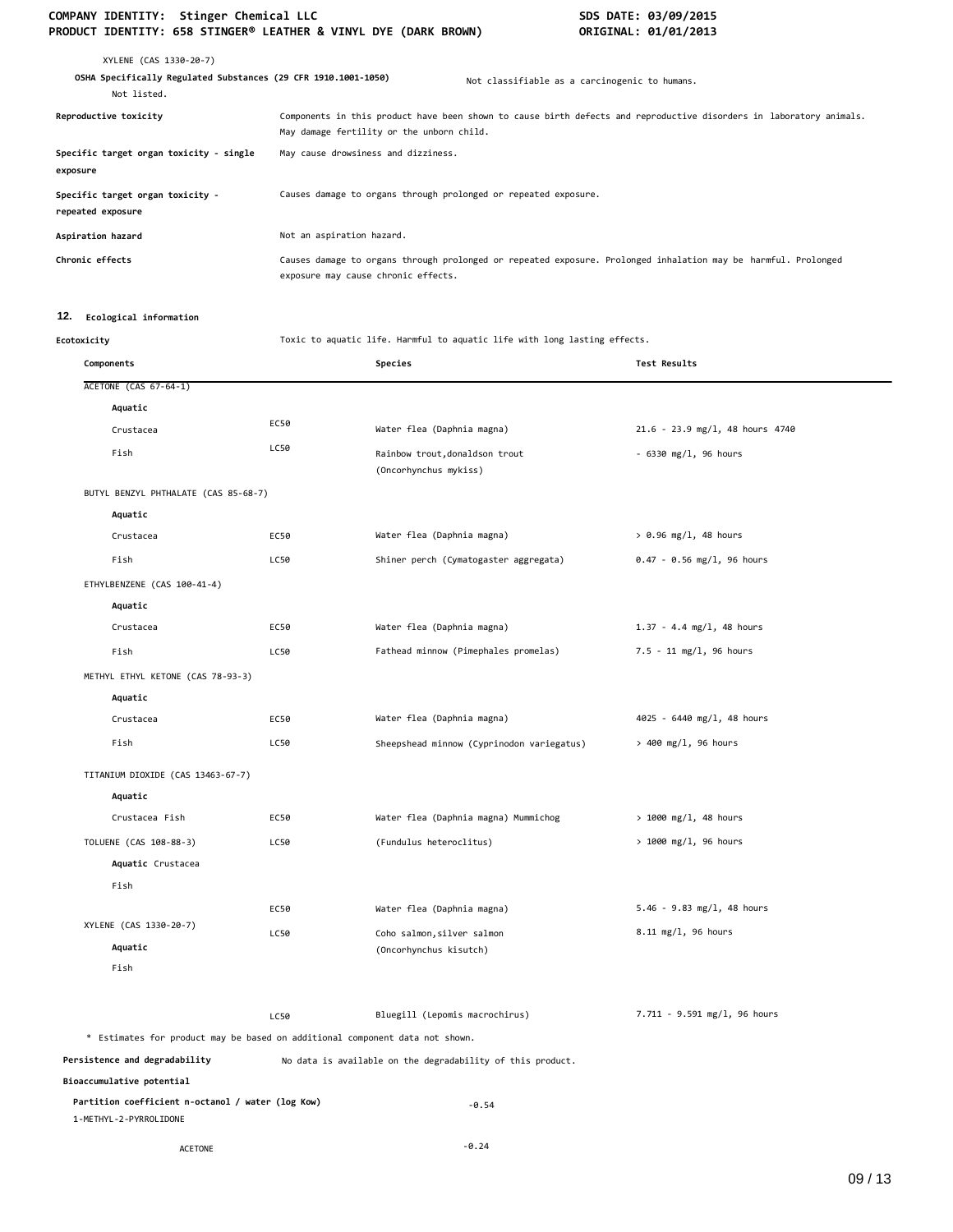XYLENE (CAS 1330-20-7)

**OSHA Specifically Regulated Substances (29 CFR 1910.1001-1050)** Not classifiable as a carcinogenic to humans.

Not listed.

| | |
|---|---|
| **Reproductive toxicity** | Components in this product have been shown to cause birth defects and reproductive disorders in laboratory animals. May damage fertility or the unborn child. |
| **Specific target organ toxicity - single exposure** | May cause drowsiness and dizziness. |
| **Specific target organ toxicity - repeated exposure** | Causes damage to organs through prolonged or repeated exposure. |
| **Aspiration hazard** | Not an aspiration hazard. |
| **Chronic effects** | Causes damage to organs through prolonged or repeated exposure. Prolonged inhalation may be harmful. Prolonged exposure may cause chronic effects. |

## 12. Ecological information

**Ecotoxicity** Toxic to aquatic life. Harmful to aquatic life with long lasting effects.

| Components | | Species | Test Results |
|---|---|---|---|
| ACETONE (CAS 67-64-1) | | | |
| **Aquatic** | | | |
| Crustacea | EC50 | Water flea (Daphnia magna) | 21.6 - 23.9 mg/l, 48 hours 4740 |
| Fish | LC50 | Rainbow trout,donaldson trout (Oncorhynchus mykiss) | - 6330 mg/l, 96 hours |
| BUTYL BENZYL PHTHALATE (CAS 85-68-7) | | | |
| **Aquatic** | | | |
| Crustacea | EC50 | Water flea (Daphnia magna) | > 0.96 mg/l, 48 hours |
| Fish | LC50 | Shiner perch (Cymatogaster aggregata) | 0.47 - 0.56 mg/l, 96 hours |
| ETHYLBENZENE (CAS 100-41-4) | | | |
| **Aquatic** | | | |
| Crustacea | EC50 | Water flea (Daphnia magna) | 1.37 - 4.4 mg/l, 48 hours |
| Fish | LC50 | Fathead minnow (Pimephales promelas) | 7.5 - 11 mg/l, 96 hours |
| METHYL ETHYL KETONE (CAS 78-93-3) | | | |
| **Aquatic** | | | |
| Crustacea | EC50 | Water flea (Daphnia magna) | 4025 - 6440 mg/l, 48 hours |
| Fish | LC50 | Sheepshead minnow (Cyprinodon variegatus) | > 400 mg/l, 96 hours |
| TITANIUM DIOXIDE (CAS 13463-67-7) | | | |
| **Aquatic** | | | |
| Crustacea Fish | EC50 | Water flea (Daphnia magna) Mummichog | > 1000 mg/l, 48 hours |
| TOLUENE (CAS 108-88-3) | LC50 | (Fundulus heteroclitus) | > 1000 mg/l, 96 hours |
| **Aquatic** Crustacea | | | |
| Fish | | | |
| | EC50 | Water flea (Daphnia magna) | 5.46 - 9.83 mg/l, 48 hours |
| XYLENE (CAS 1330-20-7) | LC50 | Coho salmon,silver salmon (Oncorhynchus kisutch) | 8.11 mg/l, 96 hours |
| **Aquatic** | | | |
| Fish | | | |
| | LC50 | Bluegill (Lepomis macrochirus) | 7.711 - 9.591 mg/l, 96 hours |

\* Estimates for product may be based on additional component data not shown.

**Persistence and degradability** No data is available on the degradability of this product.

**Bioaccumulative potential**

**Partition coefficient n-octanol / water (log Kow)**

| | |
|---|---|
| 1-METHYL-2-PYRROLIDONE | -0.54 |
| ACETONE | -0.24 |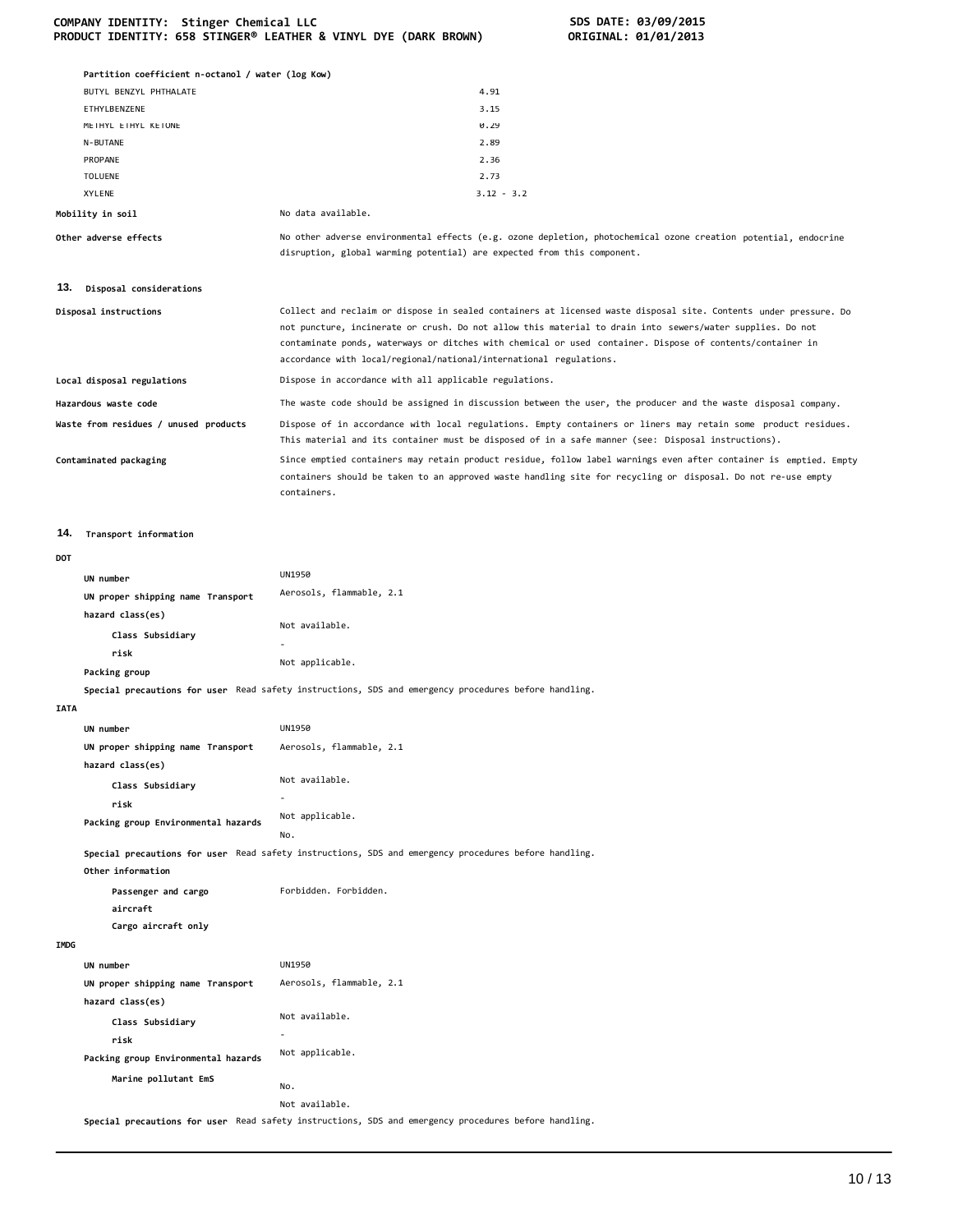**Partition coefficient n-octanol / water (log Kow)**

| | |
|---|---|
| BUTYL BENZYL PHTHALATE | 4.91 |
| ETHYLBENZENE | 3.15 |
| METHYL ETHYL KETONE | 0.29 |
| N-BUTANE | 2.89 |
| PROPANE | 2.36 |
| TOLUENE | 2.73 |
| XYLENE | 3.12 - 3.2 |

**Mobility in soil** No data available.

**Other adverse effects** No other adverse environmental effects (e.g. ozone depletion, photochemical ozone creation potential, endocrine disruption, global warming potential) are expected from this component.

## 13. Disposal considerations

**Disposal instructions** Collect and reclaim or dispose in sealed containers at licensed waste disposal site. Contents under pressure. Do not puncture, incinerate or crush. Do not allow this material to drain into sewers/water supplies. Do not contaminate ponds, waterways or ditches with chemical or used container. Dispose of contents/container in accordance with local/regional/national/international regulations.

**Local disposal regulations** Dispose in accordance with all applicable regulations.

**Hazardous waste code** The waste code should be assigned in discussion between the user, the producer and the waste disposal company.

**Waste from residues / unused products** Dispose of in accordance with local regulations. Empty containers or liners may retain some product residues. This material and its container must be disposed of in a safe manner (see: Disposal instructions).

**Contaminated packaging** Since emptied containers may retain product residue, follow label warnings even after container is emptied. Empty containers should be taken to an approved waste handling site for recycling or disposal. Do not re-use empty containers.

## 14. Transport information

**DOT**

**UN number** UN1950

**UN proper shipping name Transport hazard class(es)** Aerosols, flammable, 2.1

**Class Subsidiary risk** Not available.
-

**Packing group** Not applicable.

**Special precautions for user** Read safety instructions, SDS and emergency procedures before handling.

**IATA**

**UN number** UN1950

**UN proper shipping name Transport hazard class(es)** Aerosols, flammable, 2.1

**Class Subsidiary risk** Not available.
-

**Packing group Environmental hazards** Not applicable.
No.

**Special precautions for user** Read safety instructions, SDS and emergency procedures before handling.

**Other information**

**Passenger and cargo aircraft** Forbidden. Forbidden.

**Cargo aircraft only**

**IMDG**

**UN number** UN1950

**UN proper shipping name Transport hazard class(es)** Aerosols, flammable, 2.1

**Class Subsidiary risk** Not available.
-

**Packing group Environmental hazards** Not applicable.

**Marine pollutant EmS** No.
Not available.

**Special precautions for user** Read safety instructions, SDS and emergency procedures before handling.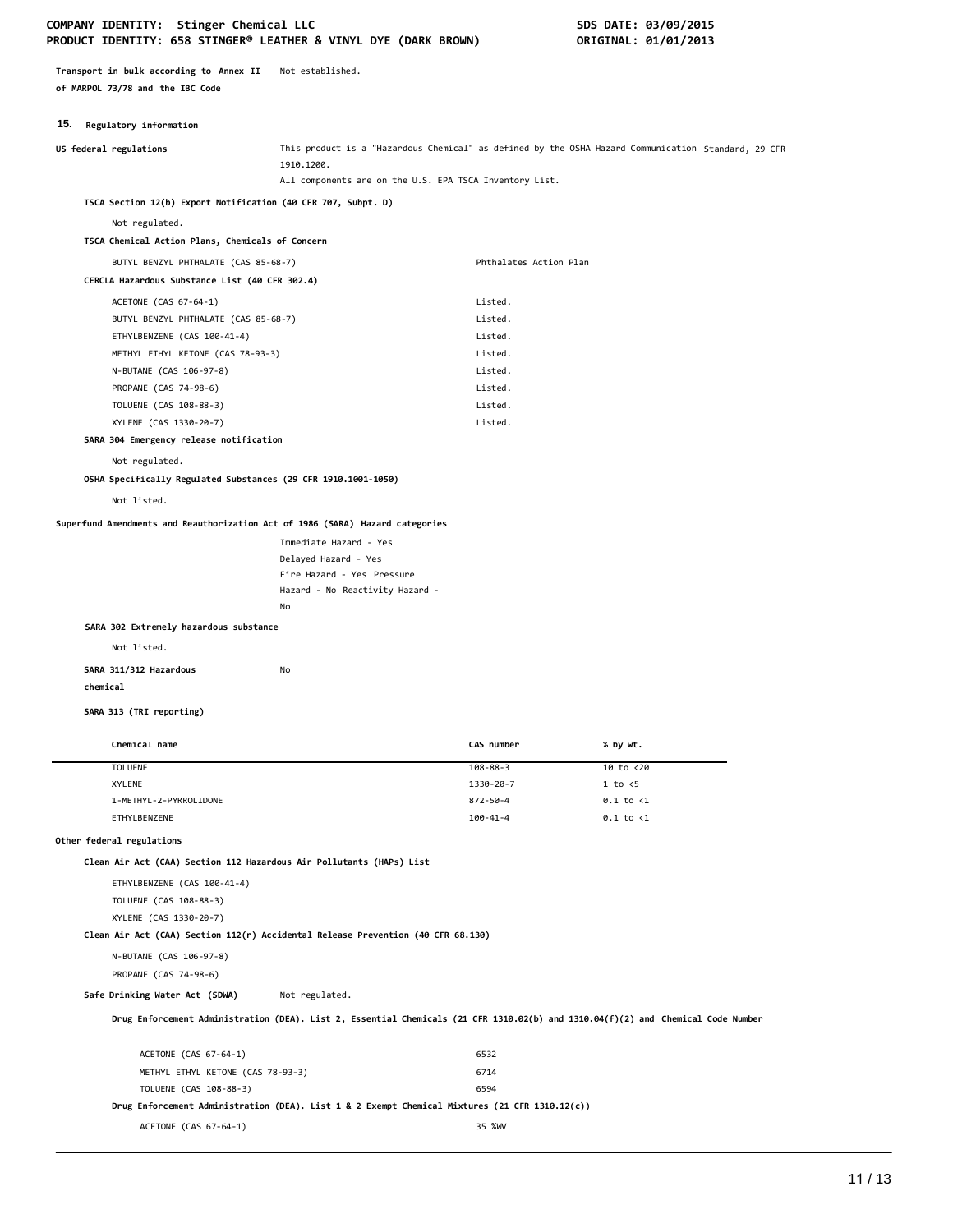**Transport in bulk according to Annex II of MARPOL 73/78 and the IBC Code** Not established.

## 15. Regulatory information

**US federal regulations** This product is a "Hazardous Chemical" as defined by the OSHA Hazard Communication Standard, 29 CFR 1910.1200.
All components are on the U.S. EPA TSCA Inventory List.

**TSCA Section 12(b) Export Notification (40 CFR 707, Subpt. D)**

Not regulated.

**TSCA Chemical Action Plans, Chemicals of Concern**

| | |
|---|---|
| BUTYL BENZYL PHTHALATE (CAS 85-68-7) | Phthalates Action Plan |

**CERCLA Hazardous Substance List (40 CFR 302.4)**

| | |
|---|---|
| ACETONE (CAS 67-64-1) | Listed. |
| BUTYL BENZYL PHTHALATE (CAS 85-68-7) | Listed. |
| ETHYLBENZENE (CAS 100-41-4) | Listed. |
| METHYL ETHYL KETONE (CAS 78-93-3) | Listed. |
| N-BUTANE (CAS 106-97-8) | Listed. |
| PROPANE (CAS 74-98-6) | Listed. |
| TOLUENE (CAS 108-88-3) | Listed. |
| XYLENE (CAS 1330-20-7) | Listed. |

**SARA 304 Emergency release notification**

Not regulated.

**OSHA Specifically Regulated Substances (29 CFR 1910.1001-1050)**

Not listed.

**Superfund Amendments and Reauthorization Act of 1986 (SARA) Hazard categories**

Immediate Hazard - Yes
Delayed Hazard - Yes
Fire Hazard - Yes Pressure
Hazard - No Reactivity Hazard - No

**SARA 302 Extremely hazardous substance**

Not listed.

**SARA 311/312 Hazardous chemical** No

**SARA 313 (TRI reporting)**

| Chemical name | CAS number | % by wt. |
|---|---|---|
| TOLUENE | 108-88-3 | 10 to <20 |
| XYLENE | 1330-20-7 | 1 to <5 |
| 1-METHYL-2-PYRROLIDONE | 872-50-4 | 0.1 to <1 |
| ETHYLBENZENE | 100-41-4 | 0.1 to <1 |

**Other federal regulations**

**Clean Air Act (CAA) Section 112 Hazardous Air Pollutants (HAPs) List**

ETHYLBENZENE (CAS 100-41-4)
TOLUENE (CAS 108-88-3)
XYLENE (CAS 1330-20-7)

**Clean Air Act (CAA) Section 112(r) Accidental Release Prevention (40 CFR 68.130)**

N-BUTANE (CAS 106-97-8)
PROPANE (CAS 74-98-6)

**Safe Drinking Water Act (SDWA)** Not regulated.

**Drug Enforcement Administration (DEA). List 2, Essential Chemicals (21 CFR 1310.02(b) and 1310.04(f)(2) and Chemical Code Number**

| | |
|---|---|
| ACETONE (CAS 67-64-1) | 6532 |
| METHYL ETHYL KETONE (CAS 78-93-3) | 6714 |
| TOLUENE (CAS 108-88-3) | 6594 |

**Drug Enforcement Administration (DEA). List 1 & 2 Exempt Chemical Mixtures (21 CFR 1310.12(c))**

| | |
|---|---|
| ACETONE (CAS 67-64-1) | 35 %WV |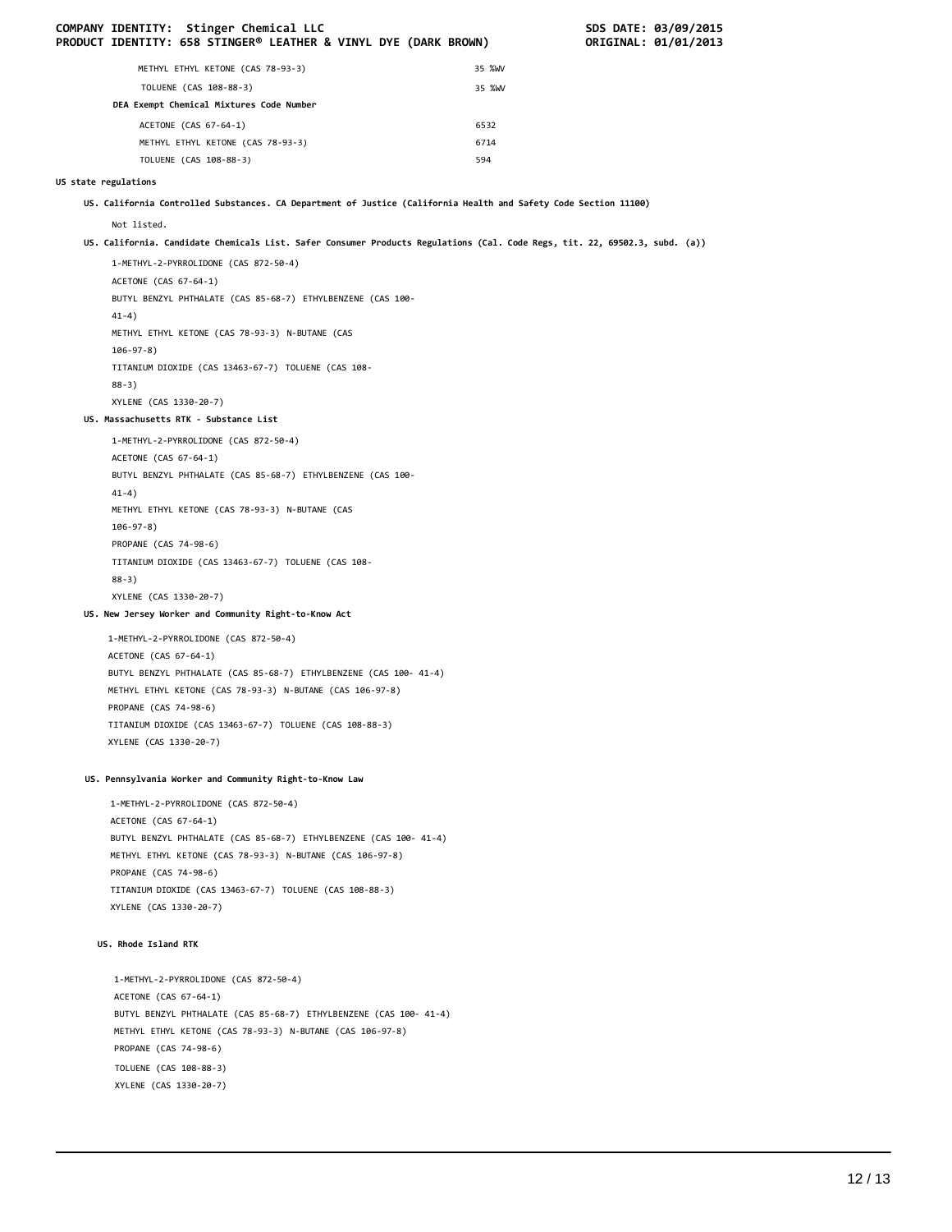| | |
|---|---|
| METHYL ETHYL KETONE (CAS 78-93-3) | 35 %WV |
| TOLUENE (CAS 108-88-3) | 35 %WV |

**DEA Exempt Chemical Mixtures Code Number**

| | |
|---|---|
| ACETONE (CAS 67-64-1) | 6532 |
| METHYL ETHYL KETONE (CAS 78-93-3) | 6714 |
| TOLUENE (CAS 108-88-3) | 594 |

**US state regulations**

**US. California Controlled Substances. CA Department of Justice (California Health and Safety Code Section 11100)**

Not listed.

**US. California. Candidate Chemicals List. Safer Consumer Products Regulations (Cal. Code Regs, tit. 22, 69502.3, subd. (a))**

1-METHYL-2-PYRROLIDONE (CAS 872-50-4)
ACETONE (CAS 67-64-1)
BUTYL BENZYL PHTHALATE (CAS 85-68-7) ETHYLBENZENE (CAS 100-41-4)
METHYL ETHYL KETONE (CAS 78-93-3) N-BUTANE (CAS 106-97-8)
TITANIUM DIOXIDE (CAS 13463-67-7) TOLUENE (CAS 108-88-3)
XYLENE (CAS 1330-20-7)

**US. Massachusetts RTK - Substance List**

1-METHYL-2-PYRROLIDONE (CAS 872-50-4)
ACETONE (CAS 67-64-1)
BUTYL BENZYL PHTHALATE (CAS 85-68-7) ETHYLBENZENE (CAS 100-41-4)
METHYL ETHYL KETONE (CAS 78-93-3) N-BUTANE (CAS 106-97-8)
PROPANE (CAS 74-98-6)
TITANIUM DIOXIDE (CAS 13463-67-7) TOLUENE (CAS 108-88-3)
XYLENE (CAS 1330-20-7)

**US. New Jersey Worker and Community Right-to-Know Act**

1-METHYL-2-PYRROLIDONE (CAS 872-50-4)
ACETONE (CAS 67-64-1)
BUTYL BENZYL PHTHALATE (CAS 85-68-7) ETHYLBENZENE (CAS 100- 41-4)
METHYL ETHYL KETONE (CAS 78-93-3) N-BUTANE (CAS 106-97-8)
PROPANE (CAS 74-98-6)
TITANIUM DIOXIDE (CAS 13463-67-7) TOLUENE (CAS 108-88-3)
XYLENE (CAS 1330-20-7)

**US. Pennsylvania Worker and Community Right-to-Know Law**

1-METHYL-2-PYRROLIDONE (CAS 872-50-4)
ACETONE (CAS 67-64-1)
BUTYL BENZYL PHTHALATE (CAS 85-68-7) ETHYLBENZENE (CAS 100- 41-4)
METHYL ETHYL KETONE (CAS 78-93-3) N-BUTANE (CAS 106-97-8)
PROPANE (CAS 74-98-6)
TITANIUM DIOXIDE (CAS 13463-67-7) TOLUENE (CAS 108-88-3)
XYLENE (CAS 1330-20-7)

**US. Rhode Island RTK**

1-METHYL-2-PYRROLIDONE (CAS 872-50-4)
ACETONE (CAS 67-64-1)
BUTYL BENZYL PHTHALATE (CAS 85-68-7) ETHYLBENZENE (CAS 100- 41-4)
METHYL ETHYL KETONE (CAS 78-93-3) N-BUTANE (CAS 106-97-8)
PROPANE (CAS 74-98-6)
TOLUENE (CAS 108-88-3)
XYLENE (CAS 1330-20-7)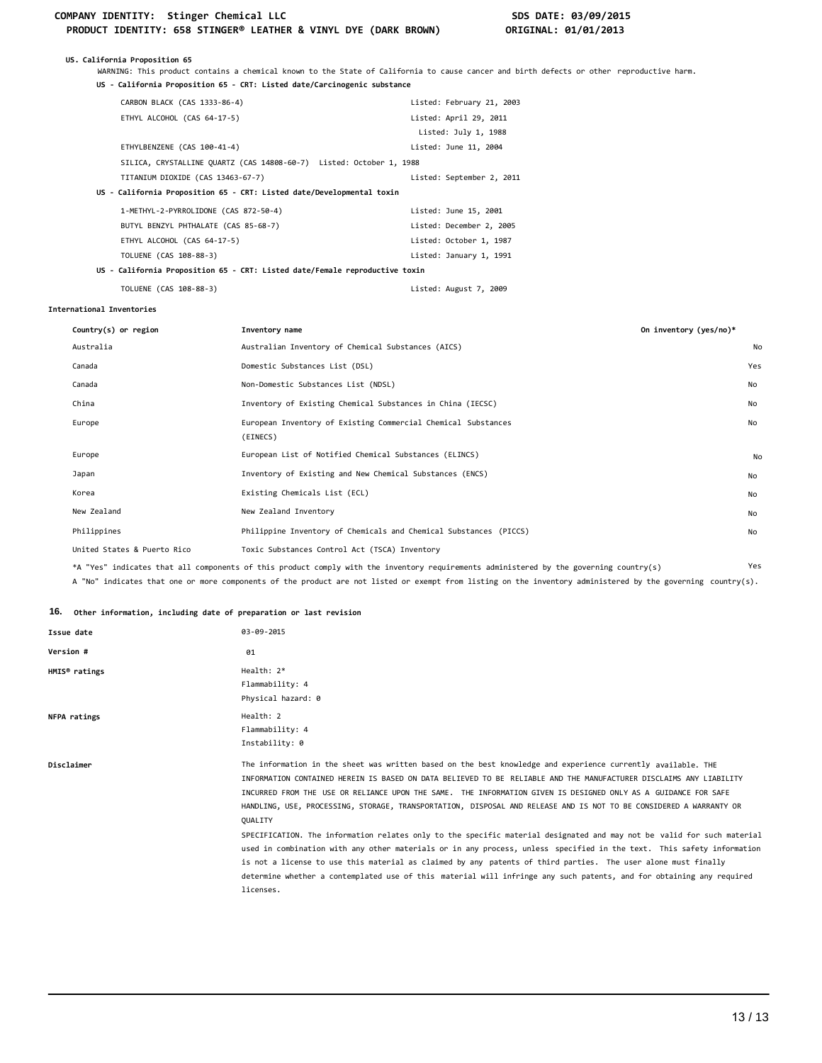**US. California Proposition 65**

WARNING: This product contains a chemical known to the State of California to cause cancer and birth defects or other reproductive harm.

**US - California Proposition 65 - CRT: Listed date/Carcinogenic substance**

| | |
|---|---|
| CARBON BLACK (CAS 1333-86-4) | Listed: February 21, 2003 |
| ETHYL ALCOHOL (CAS 64-17-5) | Listed: April 29, 2011<br>Listed: July 1, 1988 |
| ETHYLBENZENE (CAS 100-41-4) | Listed: June 11, 2004 |
| SILICA, CRYSTALLINE QUARTZ (CAS 14808-60-7) | Listed: October 1, 1988 |
| TITANIUM DIOXIDE (CAS 13463-67-7) | Listed: September 2, 2011 |

**US - California Proposition 65 - CRT: Listed date/Developmental toxin**

| | |
|---|---|
| 1-METHYL-2-PYRROLIDONE (CAS 872-50-4) | Listed: June 15, 2001 |
| BUTYL BENZYL PHTHALATE (CAS 85-68-7) | Listed: December 2, 2005 |
| ETHYL ALCOHOL (CAS 64-17-5) | Listed: October 1, 1987 |
| TOLUENE (CAS 108-88-3) | Listed: January 1, 1991 |

**US - California Proposition 65 - CRT: Listed date/Female reproductive toxin**

| | |
|---|---|
| TOLUENE (CAS 108-88-3) | Listed: August 7, 2009 |

**International Inventories**

| Country(s) or region | Inventory name | On inventory (yes/no)* |
|---|---|---|
| Australia | Australian Inventory of Chemical Substances (AICS) | No |
| Canada | Domestic Substances List (DSL) | Yes |
| Canada | Non-Domestic Substances List (NDSL) | No |
| China | Inventory of Existing Chemical Substances in China (IECSC) | No |
| Europe | European Inventory of Existing Commercial Chemical Substances (EINECS) | No |
| Europe | European List of Notified Chemical Substances (ELINCS) | No |
| Japan | Inventory of Existing and New Chemical Substances (ENCS) | No |
| Korea | Existing Chemicals List (ECL) | No |
| New Zealand | New Zealand Inventory | No |
| Philippines | Philippine Inventory of Chemicals and Chemical Substances (PICCS) | No |
| United States & Puerto Rico | Toxic Substances Control Act (TSCA) Inventory | Yes |

*A "Yes" indicates that all components of this product comply with the inventory requirements administered by the governing country(s)

A "No" indicates that one or more components of the product are not listed or exempt from listing on the inventory administered by the governing country(s).

## 16. Other information, including date of preparation or last revision

| | |
|---|---|
| **Issue date** | 03-09-2015 |
| **Version #** | 01 |
| **HMIS® ratings** | Health: 2*<br>Flammability: 4<br>Physical hazard: 0 |
| **NFPA ratings** | Health: 2<br>Flammability: 4<br>Instability: 0 |
| **Disclaimer** | The information in the sheet was written based on the best knowledge and experience currently available. THE INFORMATION CONTAINED HEREIN IS BASED ON DATA BELIEVED TO BE RELIABLE AND THE MANUFACTURER DISCLAIMS ANY LIABILITY INCURRED FROM THE USE OR RELIANCE UPON THE SAME. THE INFORMATION GIVEN IS DESIGNED ONLY AS A GUIDANCE FOR SAFE HANDLING, USE, PROCESSING, STORAGE, TRANSPORTATION, DISPOSAL AND RELEASE AND IS NOT TO BE CONSIDERED A WARRANTY OR QUALITY SPECIFICATION. The information relates only to the specific material designated and may not be valid for such material used in combination with any other materials or in any process, unless specified in the text. This safety information is not a license to use this material as claimed by any patents of third parties. The user alone must finally determine whether a contemplated use of this material will infringe any such patents, and for obtaining any required licenses. |